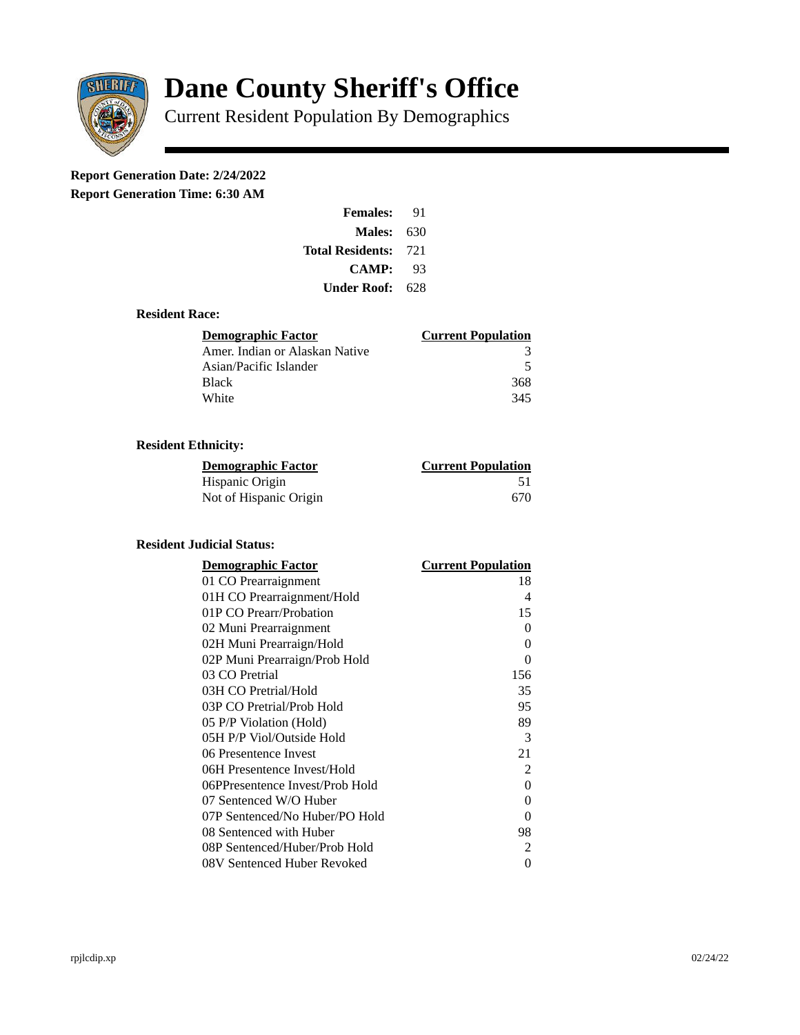# Dane County Sheriff's Office

Current Resident Population By Demographics

**Report Generation Date: 2/24/2022**

**Report Generation Time: 6:30 AM**

| | |
|---|---|
| **Females:** | 91 |
| **Males:** | 630 |
| **Total Residents:** | 721 |
| **CAMP:** | 93 |
| **Under Roof:** | 628 |

### Resident Race:

| Demographic Factor | Current Population |
|---|---|
| Amer. Indian or Alaskan Native | 3 |
| Asian/Pacific Islander | 5 |
| Black | 368 |
| White | 345 |

### Resident Ethnicity:

| Demographic Factor | Current Population |
|---|---|
| Hispanic Origin | 51 |
| Not of Hispanic Origin | 670 |

### Resident Judicial Status:

| Demographic Factor | Current Population |
|---|---|
| 01 CO Prearraignment | 18 |
| 01H CO Prearraignment/Hold | 4 |
| 01P CO Prearr/Probation | 15 |
| 02 Muni Prearraignment | 0 |
| 02H Muni Prearraign/Hold | 0 |
| 02P Muni Prearraign/Prob Hold | 0 |
| 03 CO Pretrial | 156 |
| 03H CO Pretrial/Hold | 35 |
| 03P CO Pretrial/Prob Hold | 95 |
| 05 P/P Violation (Hold) | 89 |
| 05H P/P Viol/Outside Hold | 3 |
| 06 Presentence Invest | 21 |
| 06H Presentence Invest/Hold | 2 |
| 06PPresentence Invest/Prob Hold | 0 |
| 07 Sentenced W/O Huber | 0 |
| 07P Sentenced/No Huber/PO Hold | 0 |
| 08 Sentenced with Huber | 98 |
| 08P Sentenced/Huber/Prob Hold | 2 |
| 08V Sentenced Huber Revoked | 0 |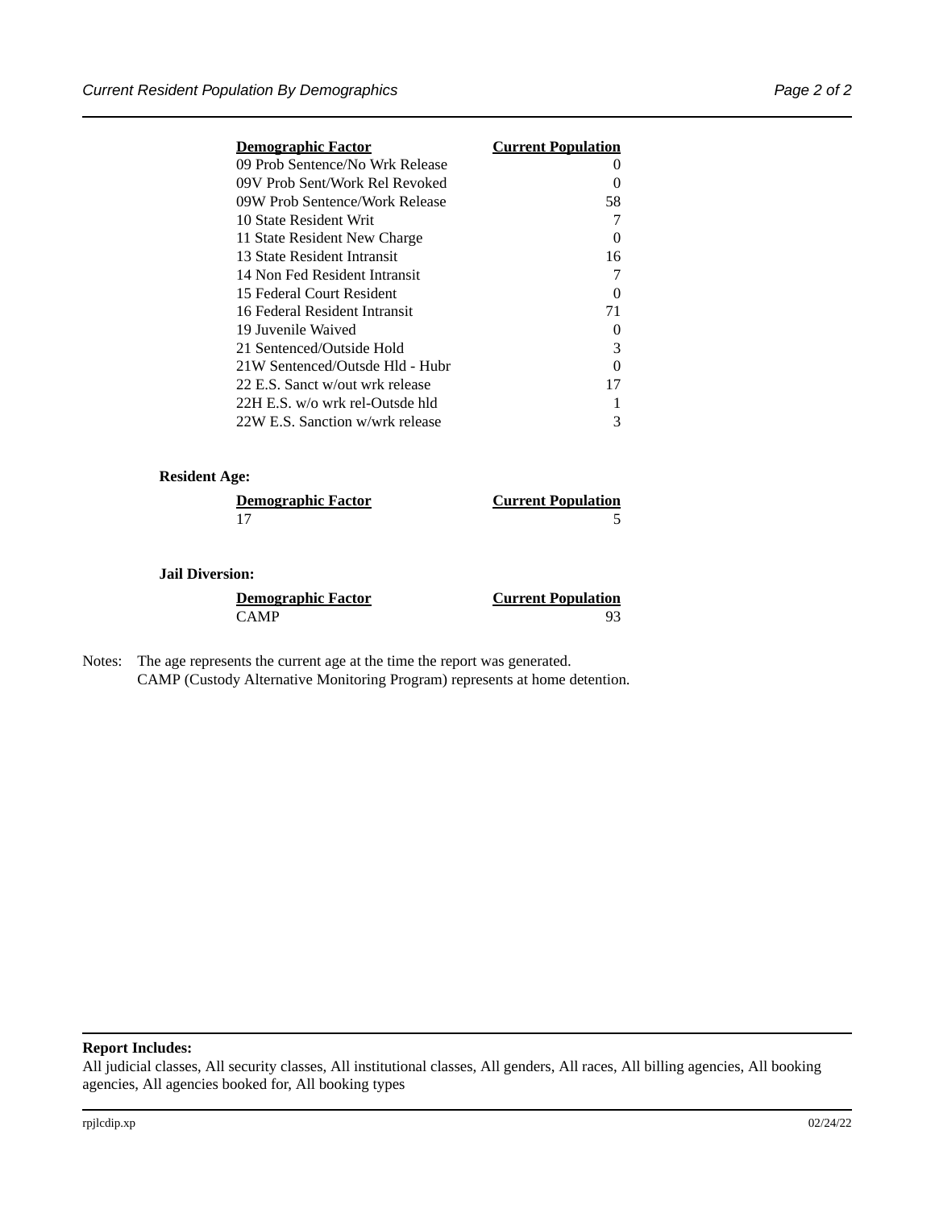| Demographic Factor | Current Population |
|---|---|
| 09 Prob Sentence/No Wrk Release | 0 |
| 09V Prob Sent/Work Rel Revoked | 0 |
| 09W Prob Sentence/Work Release | 58 |
| 10 State Resident Writ | 7 |
| 11 State Resident New Charge | 0 |
| 13 State Resident Intransit | 16 |
| 14 Non Fed Resident Intransit | 7 |
| 15 Federal Court Resident | 0 |
| 16 Federal Resident Intransit | 71 |
| 19 Juvenile Waived | 0 |
| 21 Sentenced/Outside Hold | 3 |
| 21W Sentenced/Outsde Hld - Hubr | 0 |
| 22 E.S. Sanct w/out wrk release | 17 |
| 22H E.S. w/o wrk rel-Outsde hld | 1 |
| 22W E.S. Sanction w/wrk release | 3 |

**Resident Age:**

| Demographic Factor | Current Population |
|---|---|
| 17 | 5 |

**Jail Diversion:**

| Demographic Factor | Current Population |
|---|---|
| CAMP | 93 |

Notes: The age represents the current age at the time the report was generated.
CAMP (Custody Alternative Monitoring Program) represents at home detention.

**Report Includes:**
All judicial classes, All security classes, All institutional classes, All genders, All races, All billing agencies, All booking agencies, All agencies booked for, All booking types

rpjlcdip.xp 02/24/22